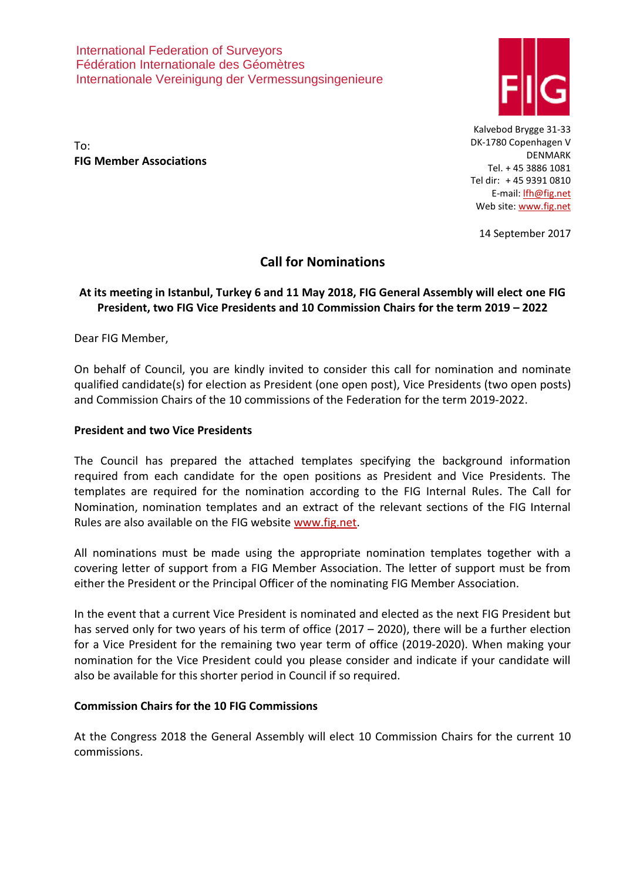International Federation of Surveyors
Fédération Internationale des Géomètres
Internationale Vereinigung der Vermessungsingenieure

To:
**FIG Member Associations**

Kalvebod Brygge 31-33
DK-1780 Copenhagen V
DENMARK
Tel. + 45 3886 1081
Tel dir: + 45 9391 0810
E-mail: lfh@fig.net
Web site: www.fig.net

14 September 2017

## Call for Nominations

**At its meeting in Istanbul, Turkey 6 and 11 May 2018, FIG General Assembly will elect one FIG President, two FIG Vice Presidents and 10 Commission Chairs for the term 2019 – 2022**

Dear FIG Member,

On behalf of Council, you are kindly invited to consider this call for nomination and nominate qualified candidate(s) for election as President (one open post), Vice Presidents (two open posts) and Commission Chairs of the 10 commissions of the Federation for the term 2019-2022.

**President and two Vice Presidents**

The Council has prepared the attached templates specifying the background information required from each candidate for the open positions as President and Vice Presidents. The templates are required for the nomination according to the FIG Internal Rules. The Call for Nomination, nomination templates and an extract of the relevant sections of the FIG Internal Rules are also available on the FIG website www.fig.net.

All nominations must be made using the appropriate nomination templates together with a covering letter of support from a FIG Member Association. The letter of support must be from either the President or the Principal Officer of the nominating FIG Member Association.

In the event that a current Vice President is nominated and elected as the next FIG President but has served only for two years of his term of office (2017 – 2020), there will be a further election for a Vice President for the remaining two year term of office (2019-2020). When making your nomination for the Vice President could you please consider and indicate if your candidate will also be available for this shorter period in Council if so required.

**Commission Chairs for the 10 FIG Commissions**

At the Congress 2018 the General Assembly will elect 10 Commission Chairs for the current 10 commissions.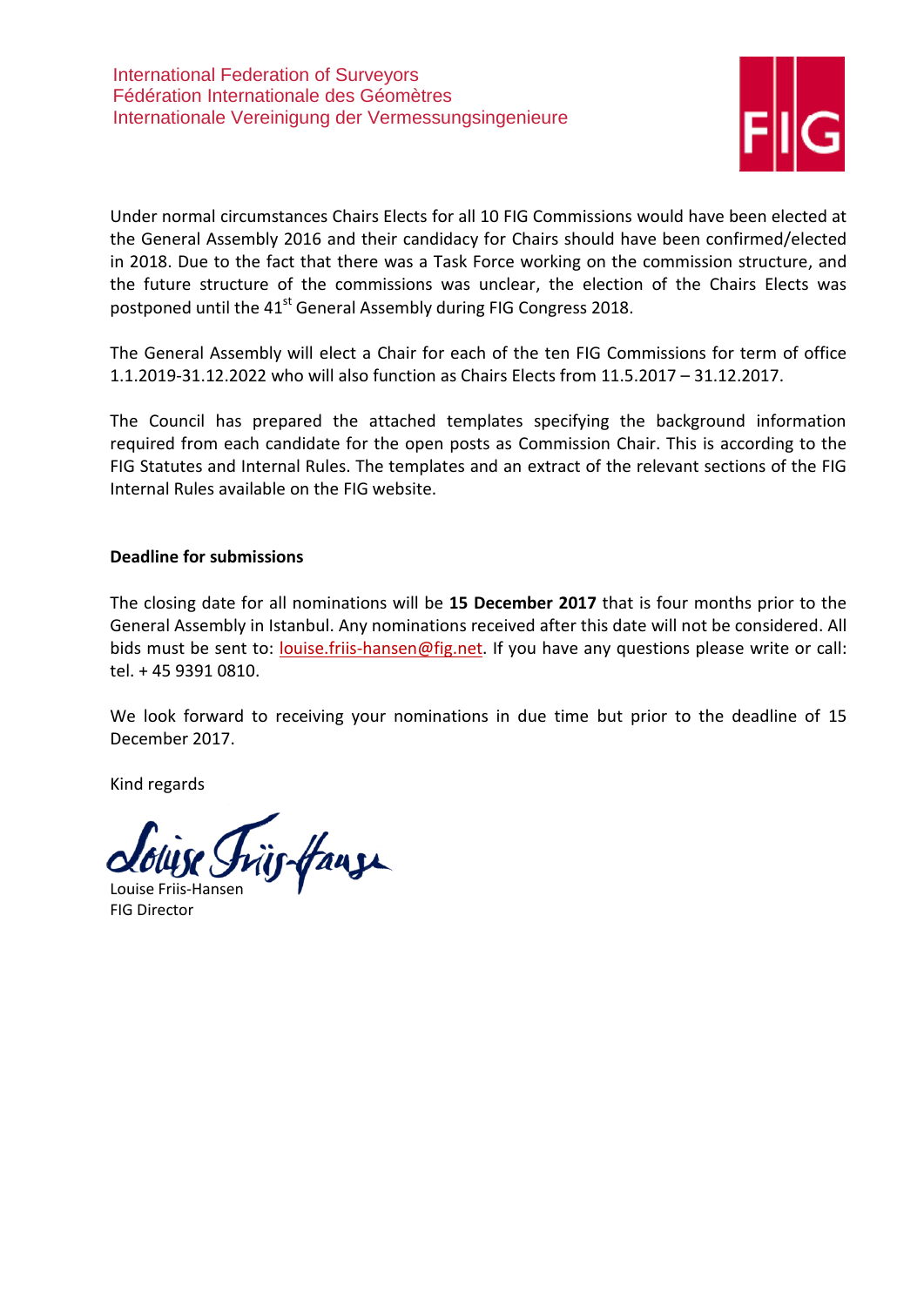International Federation of Surveyors
Fédération Internationale des Géomètres
Internationale Vereinigung der Vermessungsingenieure

Under normal circumstances Chairs Elects for all 10 FIG Commissions would have been elected at the General Assembly 2016 and their candidacy for Chairs should have been confirmed/elected in 2018. Due to the fact that there was a Task Force working on the commission structure, and the future structure of the commissions was unclear, the election of the Chairs Elects was postponed until the 41st General Assembly during FIG Congress 2018.

The General Assembly will elect a Chair for each of the ten FIG Commissions for term of office 1.1.2019-31.12.2022 who will also function as Chairs Elects from 11.5.2017 – 31.12.2017.

The Council has prepared the attached templates specifying the background information required from each candidate for the open posts as Commission Chair. This is according to the FIG Statutes and Internal Rules. The templates and an extract of the relevant sections of the FIG Internal Rules available on the FIG website.

**Deadline for submissions**

The closing date for all nominations will be **15 December 2017** that is four months prior to the General Assembly in Istanbul. Any nominations received after this date will not be considered. All bids must be sent to: louise.friis-hansen@fig.net. If you have any questions please write or call: tel. + 45 9391 0810.

We look forward to receiving your nominations in due time but prior to the deadline of 15 December 2017.

Kind regards

Louise Friis-Hansen
FIG Director